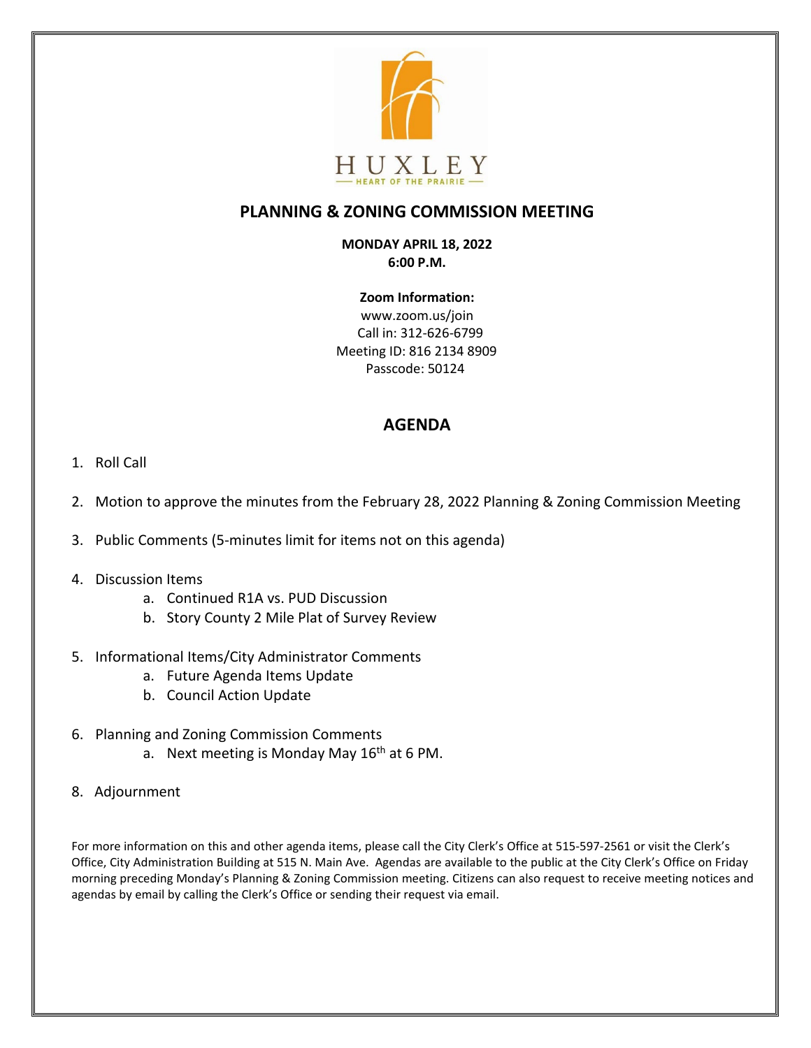HUXLEY

HEART OF THE PRAIRIE

# PLANNING & ZONING COMMISSION MEETING

**MONDAY APRIL 18, 2022**
**6:00 P.M.**

**Zoom Information:**
www.zoom.us/join
Call in: 312-626-6799
Meeting ID: 816 2134 8909
Passcode: 50124

## AGENDA

1. Roll Call
2. Motion to approve the minutes from the February 28, 2022 Planning & Zoning Commission Meeting
3. Public Comments (5-minutes limit for items not on this agenda)
4. Discussion Items
   a. Continued R1A vs. PUD Discussion
   b. Story County 2 Mile Plat of Survey Review
5. Informational Items/City Administrator Comments
   a. Future Agenda Items Update
   b. Council Action Update
6. Planning and Zoning Commission Comments
   a. Next meeting is Monday May 16th at 6 PM.

8. Adjournment

For more information on this and other agenda items, please call the City Clerk's Office at 515-597-2561 or visit the Clerk's Office, City Administration Building at 515 N. Main Ave. Agendas are available to the public at the City Clerk's Office on Friday morning preceding Monday's Planning & Zoning Commission meeting. Citizens can also request to receive meeting notices and agendas by email by calling the Clerk's Office or sending their request via email.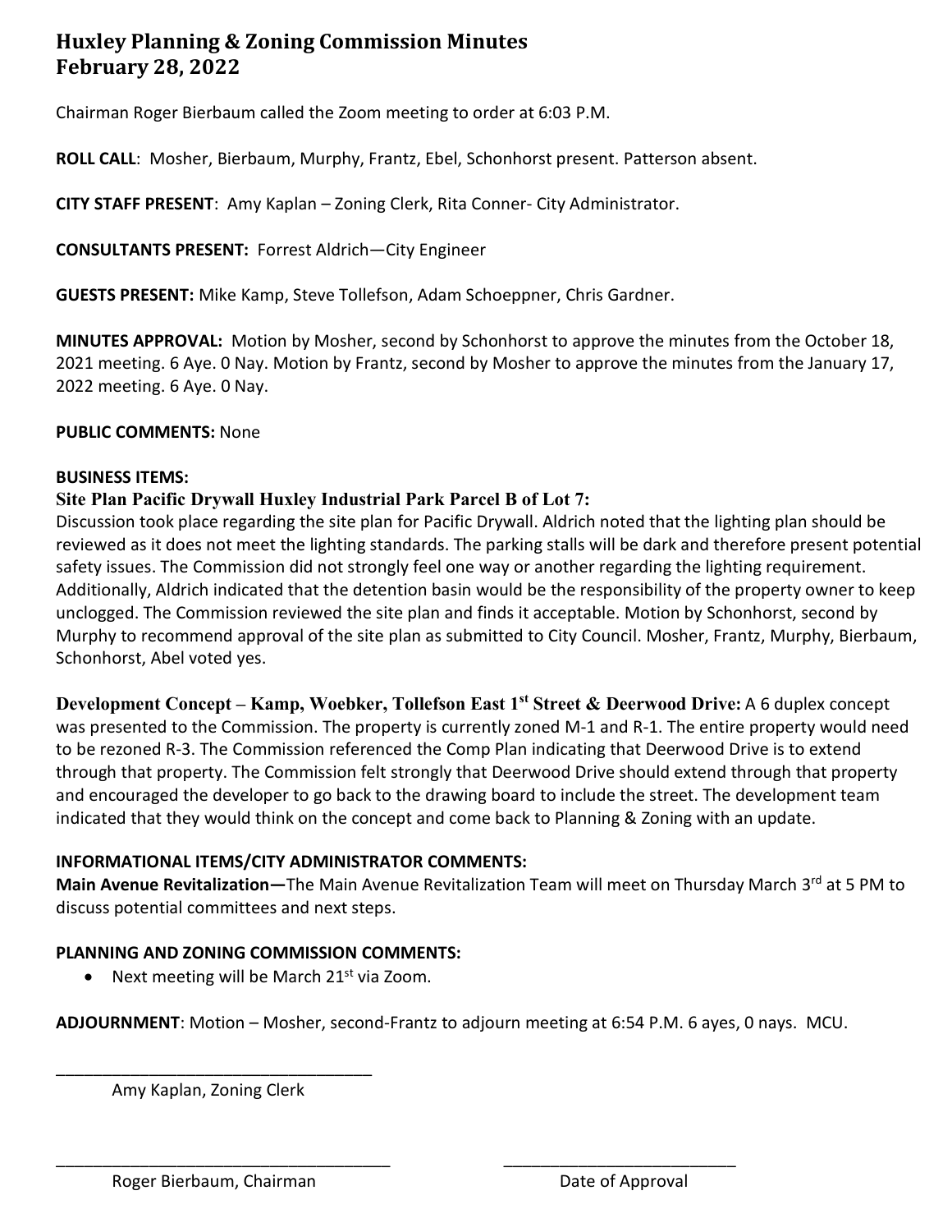# Huxley Planning & Zoning Commission Minutes
# February 28, 2022

Chairman Roger Bierbaum called the Zoom meeting to order at 6:03 P.M.

**ROLL CALL**: Mosher, Bierbaum, Murphy, Frantz, Ebel, Schonhorst present. Patterson absent.

**CITY STAFF PRESENT**: Amy Kaplan – Zoning Clerk, Rita Conner- City Administrator.

**CONSULTANTS PRESENT:** Forrest Aldrich—City Engineer

**GUESTS PRESENT:** Mike Kamp, Steve Tollefson, Adam Schoeppner, Chris Gardner.

**MINUTES APPROVAL:** Motion by Mosher, second by Schonhorst to approve the minutes from the October 18, 2021 meeting. 6 Aye. 0 Nay. Motion by Frantz, second by Mosher to approve the minutes from the January 17, 2022 meeting. 6 Aye. 0 Nay.

**PUBLIC COMMENTS:** None

**BUSINESS ITEMS:**

**Site Plan Pacific Drywall Huxley Industrial Park Parcel B of Lot 7:**
Discussion took place regarding the site plan for Pacific Drywall. Aldrich noted that the lighting plan should be reviewed as it does not meet the lighting standards. The parking stalls will be dark and therefore present potential safety issues. The Commission did not strongly feel one way or another regarding the lighting requirement. Additionally, Aldrich indicated that the detention basin would be the responsibility of the property owner to keep unclogged. The Commission reviewed the site plan and finds it acceptable. Motion by Schonhorst, second by Murphy to recommend approval of the site plan as submitted to City Council. Mosher, Frantz, Murphy, Bierbaum, Schonhorst, Abel voted yes.

**Development Concept – Kamp, Woebker, Tollefson East 1st Street & Deerwood Drive:** A 6 duplex concept was presented to the Commission. The property is currently zoned M-1 and R-1. The entire property would need to be rezoned R-3. The Commission referenced the Comp Plan indicating that Deerwood Drive is to extend through that property. The Commission felt strongly that Deerwood Drive should extend through that property and encouraged the developer to go back to the drawing board to include the street. The development team indicated that they would think on the concept and come back to Planning & Zoning with an update.

**INFORMATIONAL ITEMS/CITY ADMINISTRATOR COMMENTS:**
**Main Avenue Revitalization—**The Main Avenue Revitalization Team will meet on Thursday March 3rd at 5 PM to discuss potential committees and next steps.

**PLANNING AND ZONING COMMISSION COMMENTS:**

- Next meeting will be March 21st via Zoom.

**ADJOURNMENT**: Motion – Mosher, second-Frantz to adjourn meeting at 6:54 P.M. 6 ayes, 0 nays. MCU.

___________________________________
Amy Kaplan, Zoning Clerk

___________________________________ ___________________________
Roger Bierbaum, Chairman Date of Approval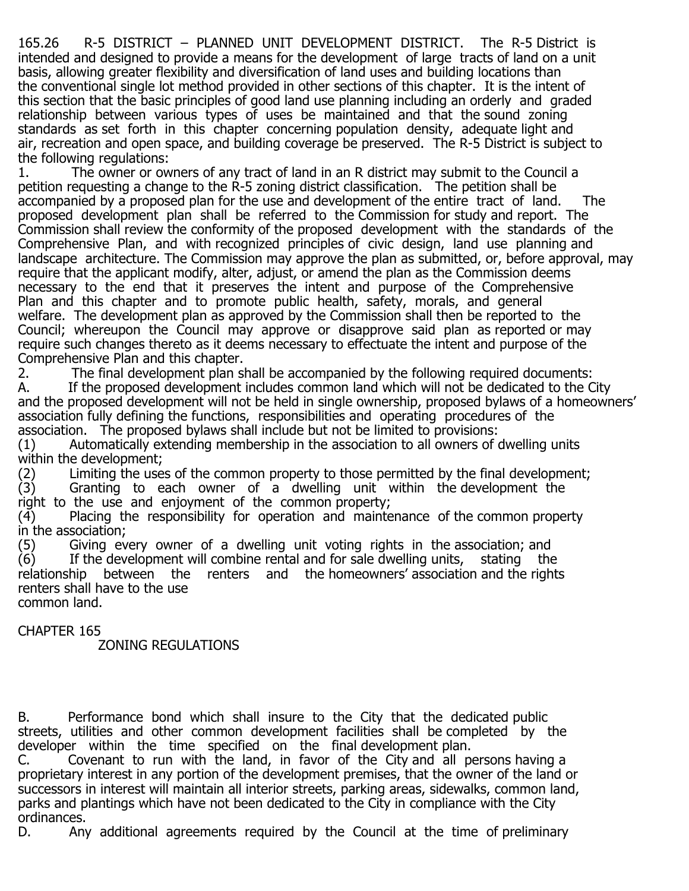165.26 R-5 DISTRICT – PLANNED UNIT DEVELOPMENT DISTRICT. The R-5 District is intended and designed to provide a means for the development of large tracts of land on a unit basis, allowing greater flexibility and diversification of land uses and building locations than the conventional single lot method provided in other sections of this chapter. It is the intent of this section that the basic principles of good land use planning including an orderly and graded relationship between various types of uses be maintained and that the sound zoning standards as set forth in this chapter concerning population density, adequate light and air, recreation and open space, and building coverage be preserved. The R-5 District is subject to the following regulations:

1. The owner or owners of any tract of land in an R district may submit to the Council a petition requesting a change to the R-5 zoning district classification. The petition shall be accompanied by a proposed plan for the use and development of the entire tract of land. The proposed development plan shall be referred to the Commission for study and report. The Commission shall review the conformity of the proposed development with the standards of the Comprehensive Plan, and with recognized principles of civic design, land use planning and landscape architecture. The Commission may approve the plan as submitted, or, before approval, may require that the applicant modify, alter, adjust, or amend the plan as the Commission deems necessary to the end that it preserves the intent and purpose of the Comprehensive Plan and this chapter and to promote public health, safety, morals, and general welfare. The development plan as approved by the Commission shall then be reported to the Council; whereupon the Council may approve or disapprove said plan as reported or may require such changes thereto as it deems necessary to effectuate the intent and purpose of the Comprehensive Plan and this chapter.

2. The final development plan shall be accompanied by the following required documents:

A. If the proposed development includes common land which will not be dedicated to the City and the proposed development will not be held in single ownership, proposed bylaws of a homeowners' association fully defining the functions, responsibilities and operating procedures of the association. The proposed bylaws shall include but not be limited to provisions:

(1) Automatically extending membership in the association to all owners of dwelling units within the development;

(2) Limiting the uses of the common property to those permitted by the final development;

(3) Granting to each owner of a dwelling unit within the development the right to the use and enjoyment of the common property;

(4) Placing the responsibility for operation and maintenance of the common property in the association;

(5) Giving every owner of a dwelling unit voting rights in the association; and

(6) If the development will combine rental and for sale dwelling units, stating the relationship between the renters and the homeowners' association and the rights renters shall have to the use common land.

B. Performance bond which shall insure to the City that the dedicated public streets, utilities and other common development facilities shall be completed by the developer within the time specified on the final development plan.

C. Covenant to run with the land, in favor of the City and all persons having a proprietary interest in any portion of the development premises, that the owner of the land or successors in interest will maintain all interior streets, parking areas, sidewalks, common land, parks and plantings which have not been dedicated to the City in compliance with the City ordinances.

D. Any additional agreements required by the Council at the time of preliminary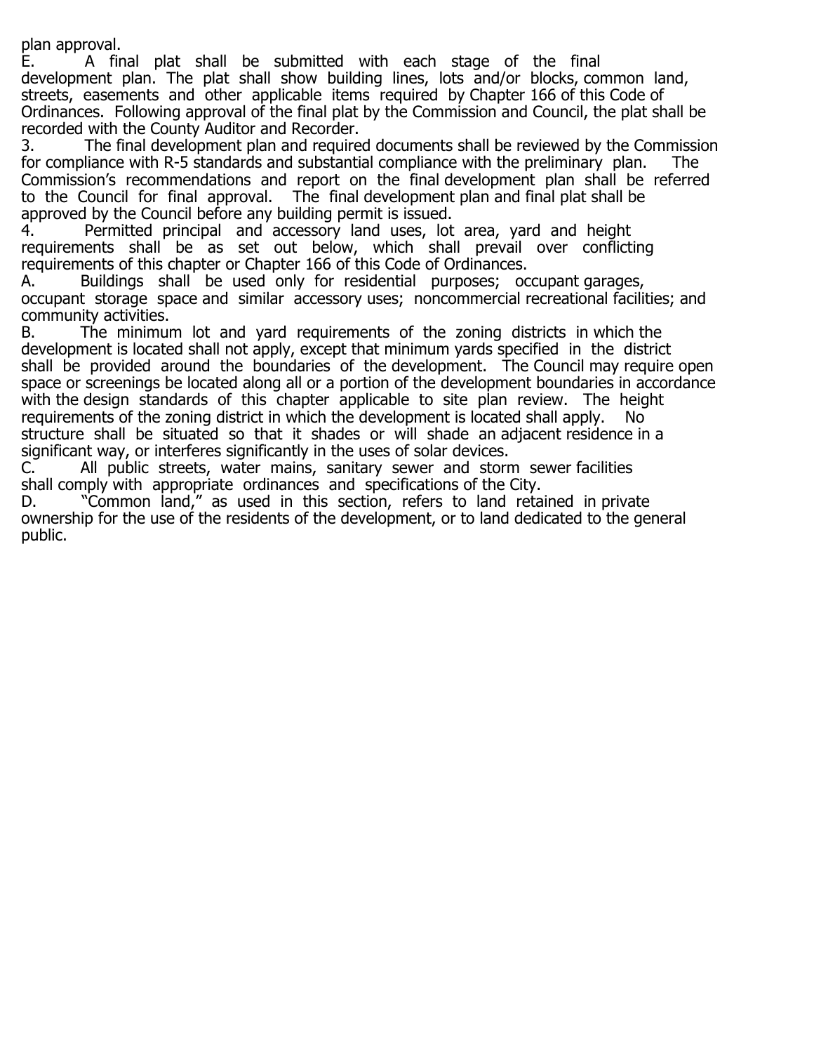plan approval.

E. A final plat shall be submitted with each stage of the final development plan. The plat shall show building lines, lots and/or blocks, common land, streets, easements and other applicable items required by Chapter 166 of this Code of Ordinances. Following approval of the final plat by the Commission and Council, the plat shall be recorded with the County Auditor and Recorder.

3. The final development plan and required documents shall be reviewed by the Commission for compliance with R-5 standards and substantial compliance with the preliminary plan. The Commission's recommendations and report on the final development plan shall be referred to the Council for final approval. The final development plan and final plat shall be approved by the Council before any building permit is issued.

4. Permitted principal and accessory land uses, lot area, yard and height requirements shall be as set out below, which shall prevail over conflicting requirements of this chapter or Chapter 166 of this Code of Ordinances.

A. Buildings shall be used only for residential purposes; occupant garages, occupant storage space and similar accessory uses; noncommercial recreational facilities; and community activities.

B. The minimum lot and yard requirements of the zoning districts in which the development is located shall not apply, except that minimum yards specified in the district shall be provided around the boundaries of the development. The Council may require open space or screenings be located along all or a portion of the development boundaries in accordance with the design standards of this chapter applicable to site plan review. The height requirements of the zoning district in which the development is located shall apply. No structure shall be situated so that it shades or will shade an adjacent residence in a significant way, or interferes significantly in the uses of solar devices.

C. All public streets, water mains, sanitary sewer and storm sewer facilities shall comply with appropriate ordinances and specifications of the City.

D. "Common land," as used in this section, refers to land retained in private ownership for the use of the residents of the development, or to land dedicated to the general public.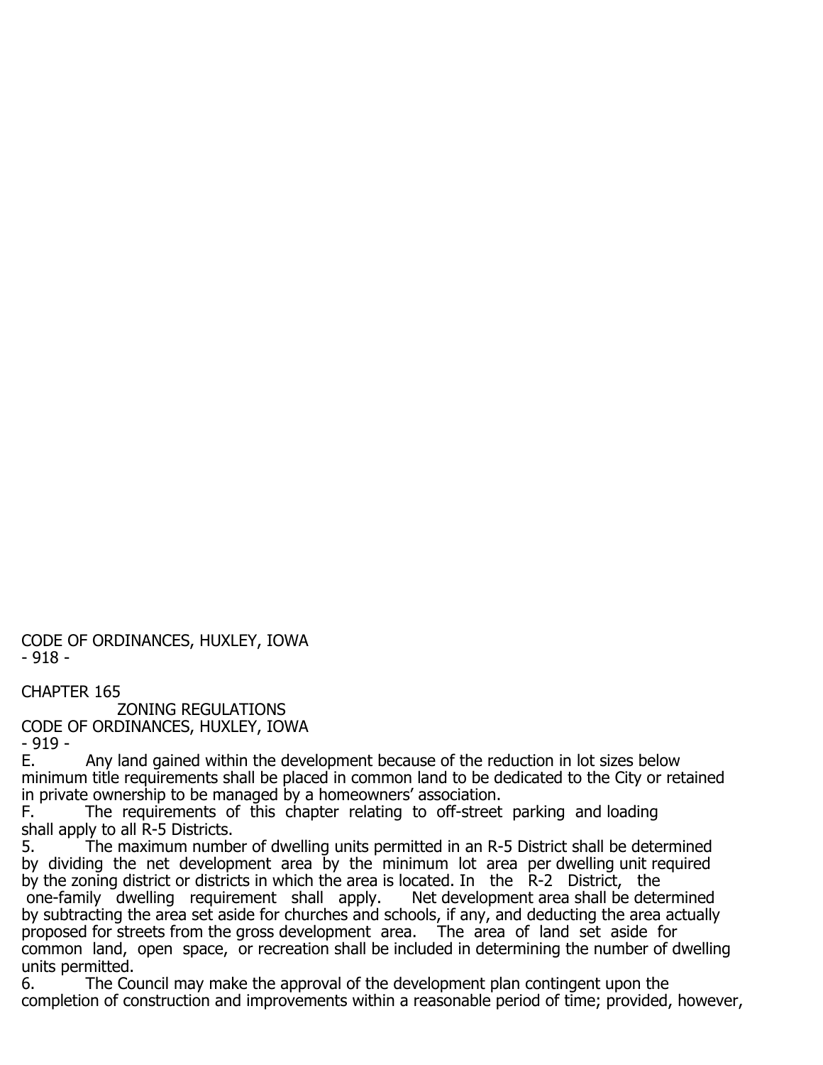E. Any land gained within the development because of the reduction in lot sizes below minimum title requirements shall be placed in common land to be dedicated to the City or retained in private ownership to be managed by a homeowners' association.

F. The requirements of this chapter relating to off-street parking and loading shall apply to all R-5 Districts.

5. The maximum number of dwelling units permitted in an R-5 District shall be determined by dividing the net development area by the minimum lot area per dwelling unit required by the zoning district or districts in which the area is located. In the R-2 District, the one-family dwelling requirement shall apply. Net development area shall be determined by subtracting the area set aside for churches and schools, if any, and deducting the area actually proposed for streets from the gross development area. The area of land set aside for common land, open space, or recreation shall be included in determining the number of dwelling units permitted.

6. The Council may make the approval of the development plan contingent upon the completion of construction and improvements within a reasonable period of time; provided, however,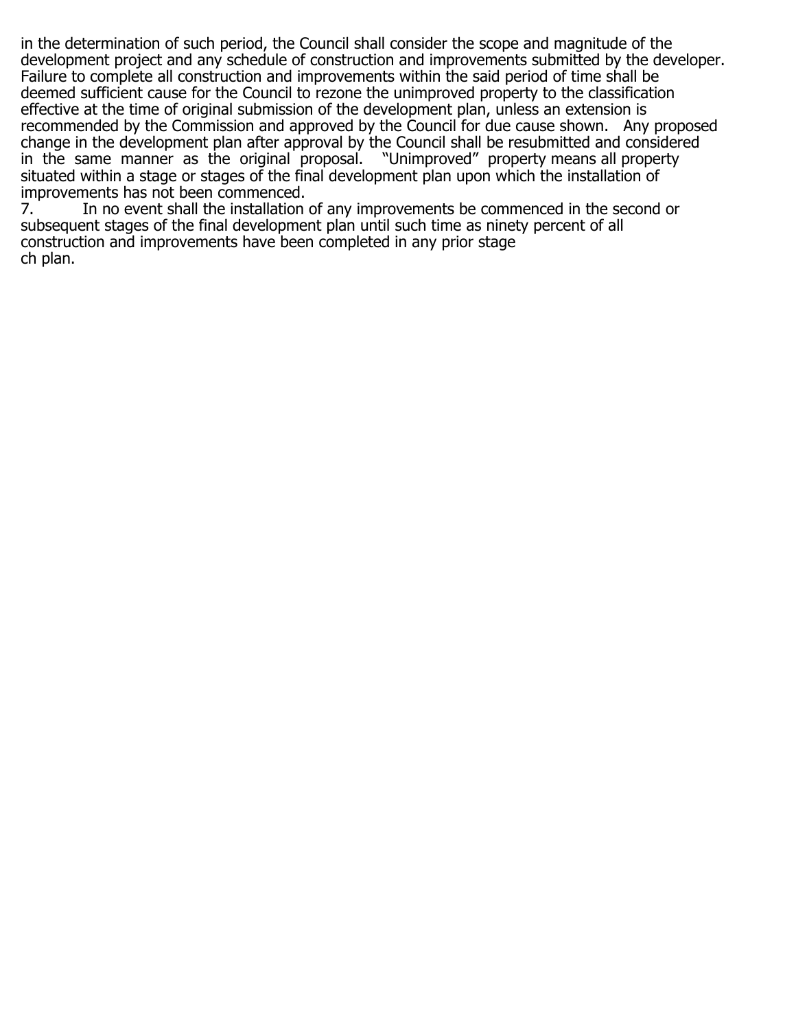in the determination of such period, the Council shall consider the scope and magnitude of the development project and any schedule of construction and improvements submitted by the developer. Failure to complete all construction and improvements within the said period of time shall be deemed sufficient cause for the Council to rezone the unimproved property to the classification effective at the time of original submission of the development plan, unless an extension is recommended by the Commission and approved by the Council for due cause shown. Any proposed change in the development plan after approval by the Council shall be resubmitted and considered in the same manner as the original proposal. "Unimproved" property means all property situated within a stage or stages of the final development plan upon which the installation of improvements has not been commenced.

7. In no event shall the installation of any improvements be commenced in the second or subsequent stages of the final development plan until such time as ninety percent of all construction and improvements have been completed in any prior stage
ch plan.